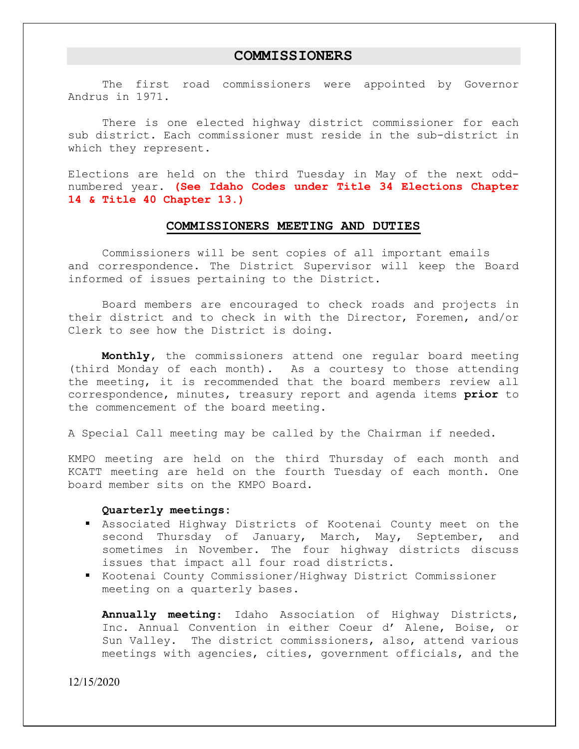## COMMISSIONERS

The first road commissioners were appointed by Governor Andrus in 1971.

There is one elected highway district commissioner for each sub district. Each commissioner must reside in the sub-district in which they represent.

Elections are held on the third Tuesday in May of the next odd-numbered year. **(See Idaho Codes under Title 34 Elections Chapter 14 & Title 40 Chapter 13.)**

### COMMISSIONERS MEETING AND DUTIES

Commissioners will be sent copies of all important emails and correspondence. The District Supervisor will keep the Board informed of issues pertaining to the District.

Board members are encouraged to check roads and projects in their district and to check in with the Director, Foremen, and/or Clerk to see how the District is doing.

**Monthly**, the commissioners attend one regular board meeting (third Monday of each month). As a courtesy to those attending the meeting, it is recommended that the board members review all correspondence, minutes, treasury report and agenda items **prior** to the commencement of the board meeting.

A Special Call meeting may be called by the Chairman if needed.

KMPO meeting are held on the third Thursday of each month and KCATT meeting are held on the fourth Tuesday of each month. One board member sits on the KMPO Board.

**Quarterly meetings:**

- Associated Highway Districts of Kootenai County meet on the second Thursday of January, March, May, September, and sometimes in November. The four highway districts discuss issues that impact all four road districts.
- Kootenai County Commissioner/Highway District Commissioner meeting on a quarterly bases.

**Annually meeting:** Idaho Association of Highway Districts, Inc. Annual Convention in either Coeur d' Alene, Boise, or Sun Valley. The district commissioners, also, attend various meetings with agencies, cities, government officials, and the

12/15/2020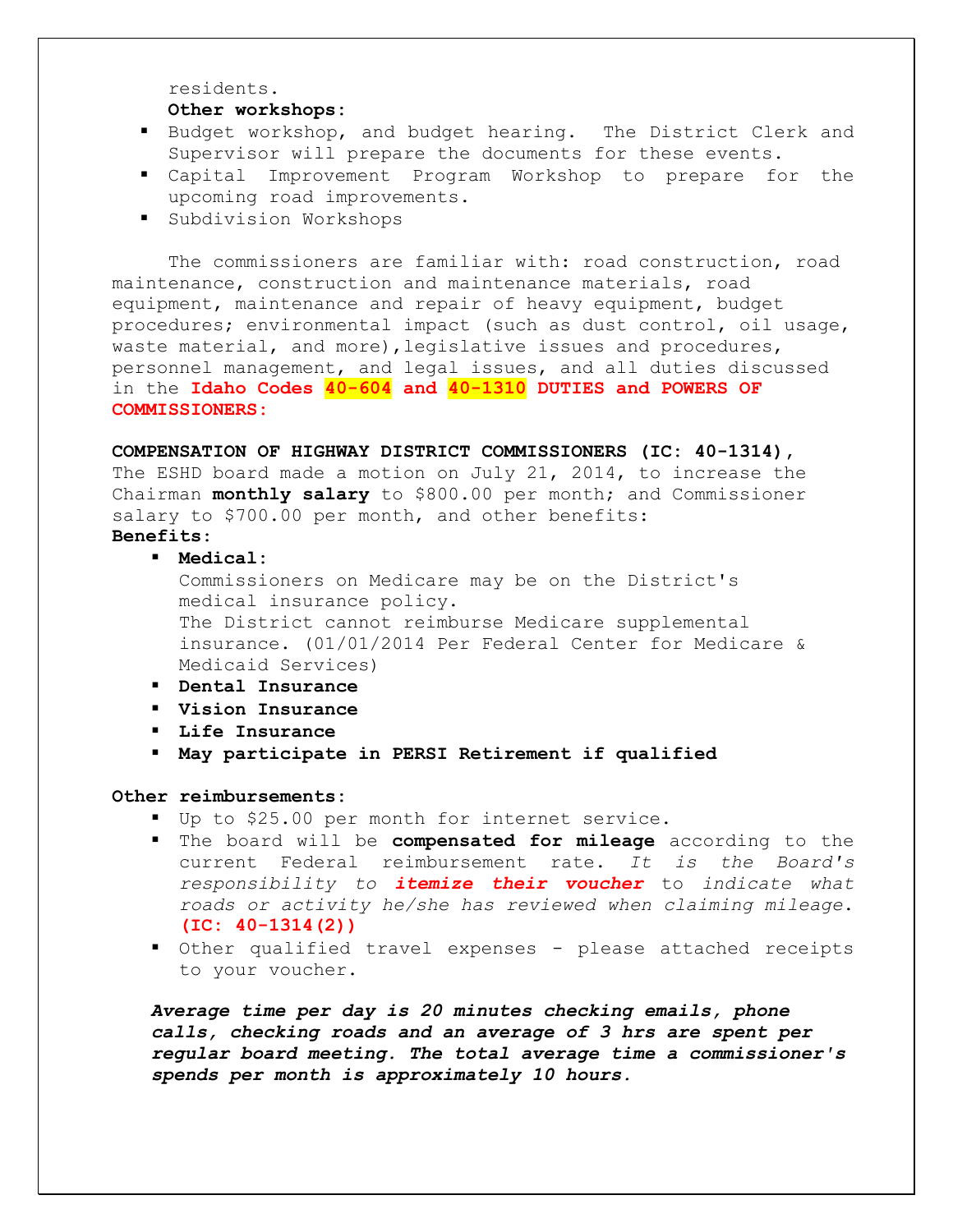residents.

**Other workshops:**

- Budget workshop, and budget hearing. The District Clerk and Supervisor will prepare the documents for these events.
- Capital Improvement Program Workshop to prepare for the upcoming road improvements.
- Subdivision Workshops

The commissioners are familiar with: road construction, road maintenance, construction and maintenance materials, road equipment, maintenance and repair of heavy equipment, budget procedures; environmental impact (such as dust control, oil usage, waste material, and more),legislative issues and procedures, personnel management, and legal issues, and all duties discussed in the **Idaho Codes 40-604 and 40-1310 DUTIES and POWERS OF COMMISSIONERS:**

**COMPENSATION OF HIGHWAY DISTRICT COMMISSIONERS (IC: 40-1314),** The ESHD board made a motion on July 21, 2014, to increase the Chairman **monthly salary** to $800.00 per month; and Commissioner salary to $700.00 per month, and other benefits:

**Benefits:**

- **Medical:**
  Commissioners on Medicare may be on the District's medical insurance policy.
  The District cannot reimburse Medicare supplemental insurance. (01/01/2014 Per Federal Center for Medicare & Medicaid Services)
- **Dental Insurance**
- **Vision Insurance**
- **Life Insurance**
- **May participate in PERSI Retirement if qualified**

**Other reimbursements:**

- Up to $25.00 per month for internet service.
- The board will be **compensated for mileage** according to the current Federal reimbursement rate. *It is the Board's responsibility to* ***itemize their voucher*** *to indicate what roads or activity he/she has reviewed when claiming mileage.* **(IC: 40-1314(2))**
- Other qualified travel expenses - please attached receipts to your voucher.

***Average time per day is 20 minutes checking emails, phone calls, checking roads and an average of 3 hrs are spent per regular board meeting. The total average time a commissioner's spends per month is approximately 10 hours.***